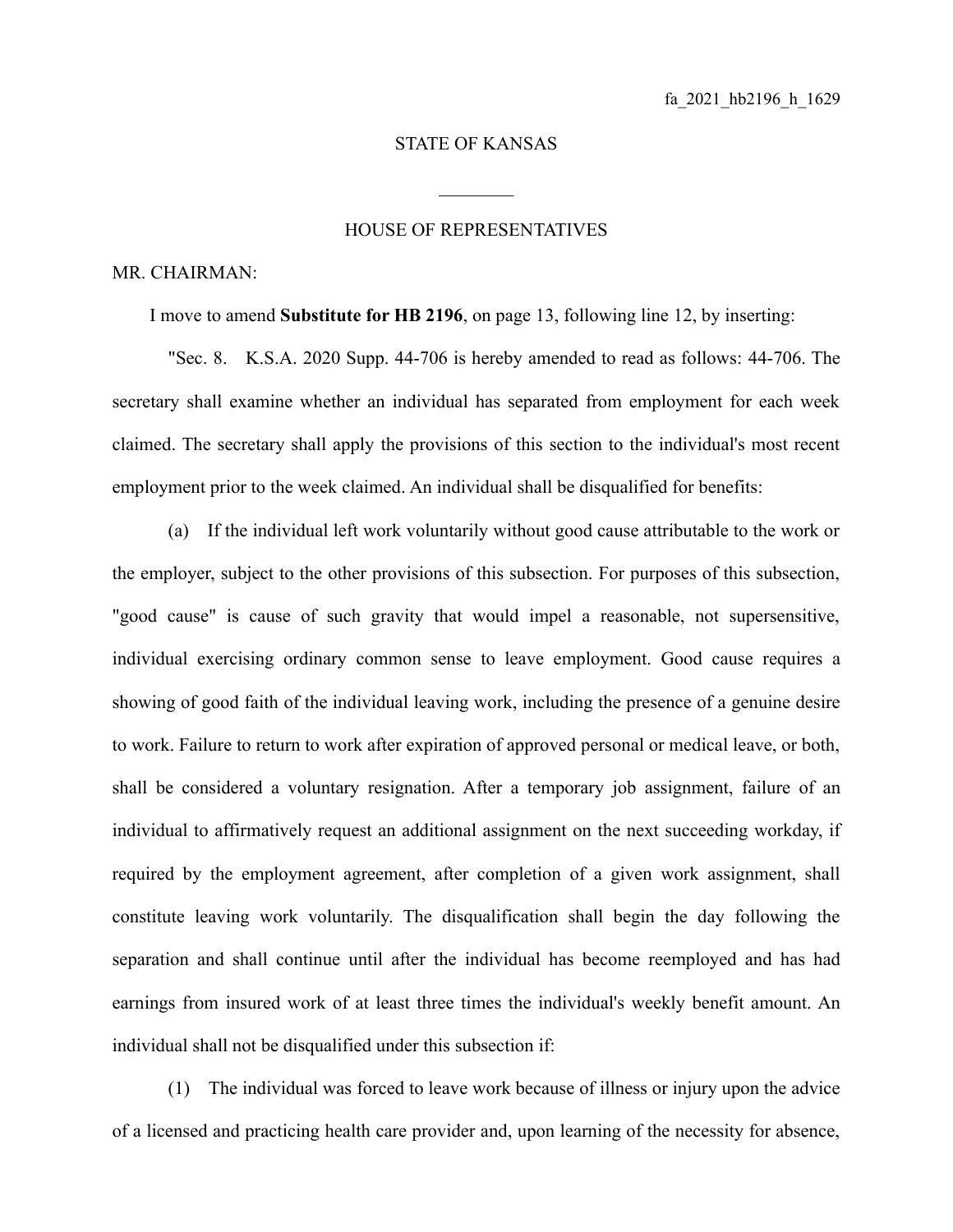fa_2021_hb2196_h_1629

STATE OF KANSAS

________

HOUSE OF REPRESENTATIVES

MR. CHAIRMAN:

I move to amend **Substitute for HB 2196**, on page 13, following line 12, by inserting:

"Sec. 8. K.S.A. 2020 Supp. 44-706 is hereby amended to read as follows: 44-706. The secretary shall examine whether an individual has separated from employment for each week claimed. The secretary shall apply the provisions of this section to the individual's most recent employment prior to the week claimed. An individual shall be disqualified for benefits:

(a) If the individual left work voluntarily without good cause attributable to the work or the employer, subject to the other provisions of this subsection. For purposes of this subsection, "good cause" is cause of such gravity that would impel a reasonable, not supersensitive, individual exercising ordinary common sense to leave employment. Good cause requires a showing of good faith of the individual leaving work, including the presence of a genuine desire to work. Failure to return to work after expiration of approved personal or medical leave, or both, shall be considered a voluntary resignation. After a temporary job assignment, failure of an individual to affirmatively request an additional assignment on the next succeeding workday, if required by the employment agreement, after completion of a given work assignment, shall constitute leaving work voluntarily. The disqualification shall begin the day following the separation and shall continue until after the individual has become reemployed and has had earnings from insured work of at least three times the individual's weekly benefit amount. An individual shall not be disqualified under this subsection if:

(1) The individual was forced to leave work because of illness or injury upon the advice of a licensed and practicing health care provider and, upon learning of the necessity for absence,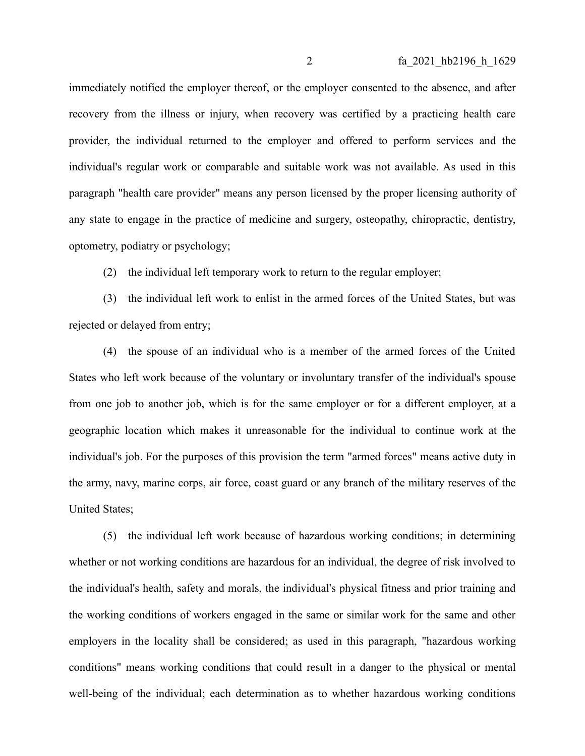immediately notified the employer thereof, or the employer consented to the absence, and after recovery from the illness or injury, when recovery was certified by a practicing health care provider, the individual returned to the employer and offered to perform services and the individual's regular work or comparable and suitable work was not available. As used in this paragraph "health care provider" means any person licensed by the proper licensing authority of any state to engage in the practice of medicine and surgery, osteopathy, chiropractic, dentistry, optometry, podiatry or psychology;

(2) the individual left temporary work to return to the regular employer;

(3) the individual left work to enlist in the armed forces of the United States, but was rejected or delayed from entry;

(4) the spouse of an individual who is a member of the armed forces of the United States who left work because of the voluntary or involuntary transfer of the individual's spouse from one job to another job, which is for the same employer or for a different employer, at a geographic location which makes it unreasonable for the individual to continue work at the individual's job. For the purposes of this provision the term "armed forces" means active duty in the army, navy, marine corps, air force, coast guard or any branch of the military reserves of the United States;

(5) the individual left work because of hazardous working conditions; in determining whether or not working conditions are hazardous for an individual, the degree of risk involved to the individual's health, safety and morals, the individual's physical fitness and prior training and the working conditions of workers engaged in the same or similar work for the same and other employers in the locality shall be considered; as used in this paragraph, "hazardous working conditions" means working conditions that could result in a danger to the physical or mental well-being of the individual; each determination as to whether hazardous working conditions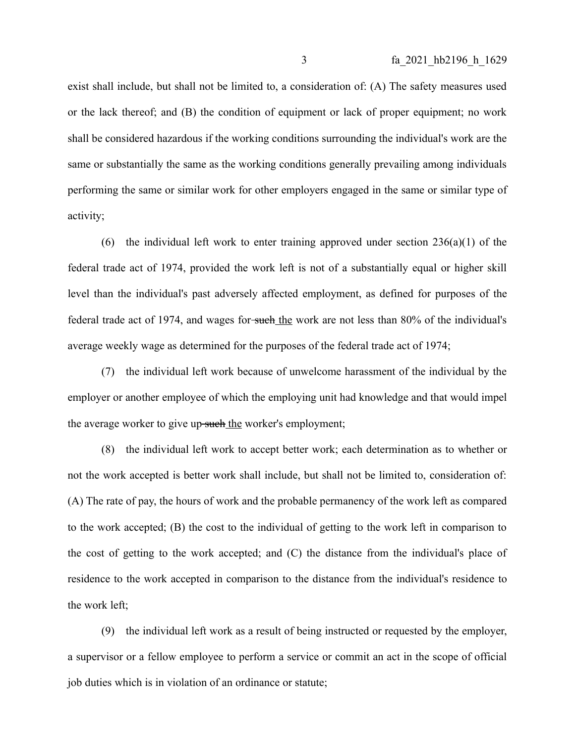exist shall include, but shall not be limited to, a consideration of: (A) The safety measures used or the lack thereof; and (B) the condition of equipment or lack of proper equipment; no work shall be considered hazardous if the working conditions surrounding the individual's work are the same or substantially the same as the working conditions generally prevailing among individuals performing the same or similar work for other employers engaged in the same or similar type of activity;

(6) the individual left work to enter training approved under section 236(a)(1) of the federal trade act of 1974, provided the work left is not of a substantially equal or higher skill level than the individual's past adversely affected employment, as defined for purposes of the federal trade act of 1974, and wages for ~~such~~ <u>the</u> work are not less than 80% of the individual's average weekly wage as determined for the purposes of the federal trade act of 1974;

(7) the individual left work because of unwelcome harassment of the individual by the employer or another employee of which the employing unit had knowledge and that would impel the average worker to give up ~~such~~ <u>the</u> worker's employment;

(8) the individual left work to accept better work; each determination as to whether or not the work accepted is better work shall include, but shall not be limited to, consideration of: (A) The rate of pay, the hours of work and the probable permanency of the work left as compared to the work accepted; (B) the cost to the individual of getting to the work left in comparison to the cost of getting to the work accepted; and (C) the distance from the individual's place of residence to the work accepted in comparison to the distance from the individual's residence to the work left;

(9) the individual left work as a result of being instructed or requested by the employer, a supervisor or a fellow employee to perform a service or commit an act in the scope of official job duties which is in violation of an ordinance or statute;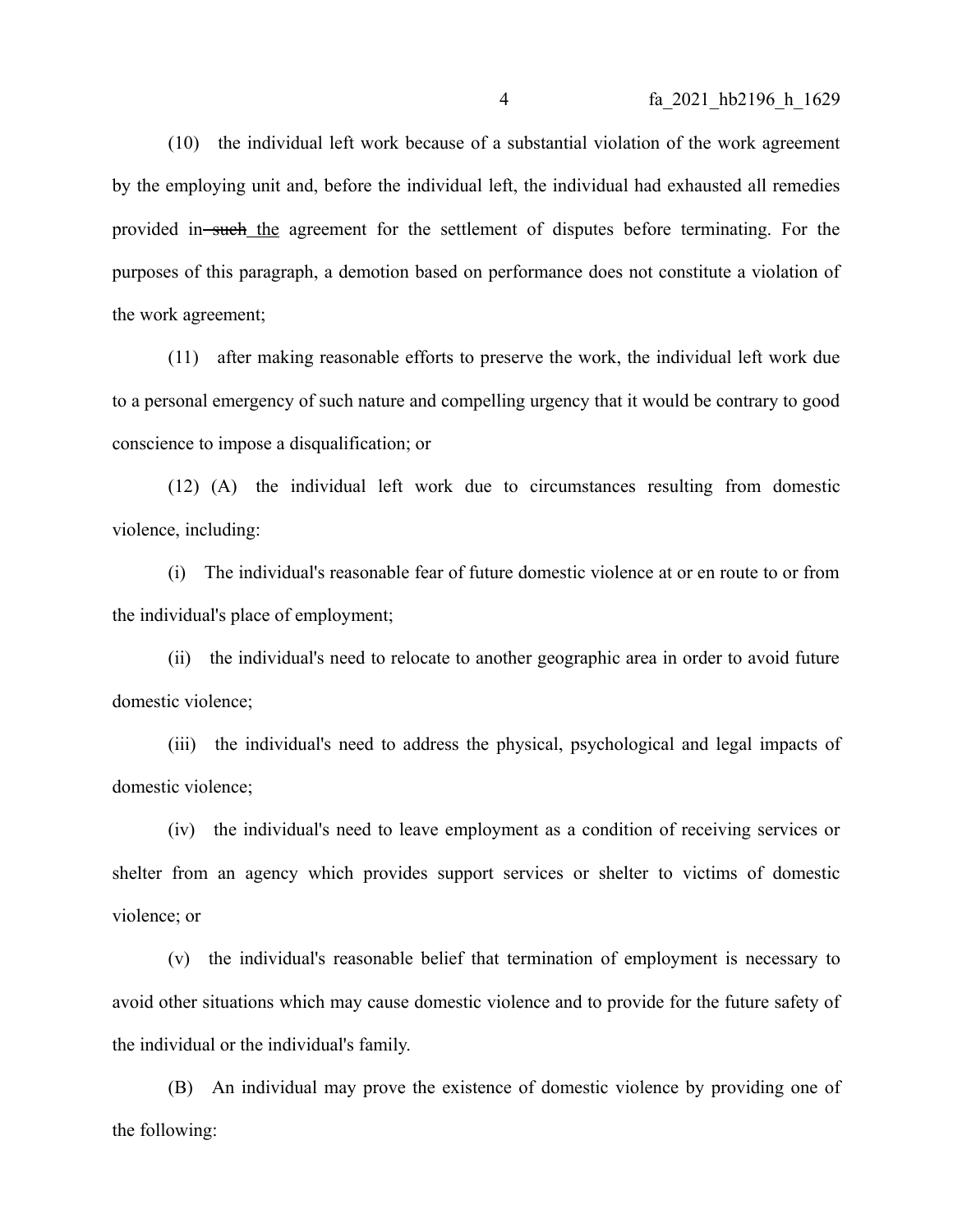(10) the individual left work because of a substantial violation of the work agreement by the employing unit and, before the individual left, the individual had exhausted all remedies provided in ~~such~~ the agreement for the settlement of disputes before terminating. For the purposes of this paragraph, a demotion based on performance does not constitute a violation of the work agreement;

(11) after making reasonable efforts to preserve the work, the individual left work due to a personal emergency of such nature and compelling urgency that it would be contrary to good conscience to impose a disqualification; or

(12) (A) the individual left work due to circumstances resulting from domestic violence, including:

(i) The individual's reasonable fear of future domestic violence at or en route to or from the individual's place of employment;

(ii) the individual's need to relocate to another geographic area in order to avoid future domestic violence;

(iii) the individual's need to address the physical, psychological and legal impacts of domestic violence;

(iv) the individual's need to leave employment as a condition of receiving services or shelter from an agency which provides support services or shelter to victims of domestic violence; or

(v) the individual's reasonable belief that termination of employment is necessary to avoid other situations which may cause domestic violence and to provide for the future safety of the individual or the individual's family.

(B) An individual may prove the existence of domestic violence by providing one of the following: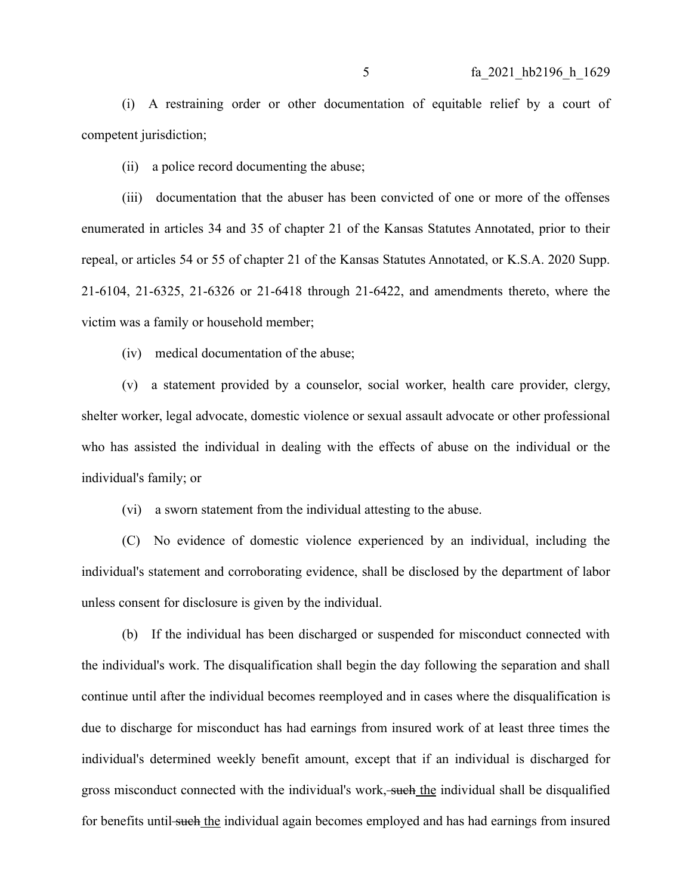(i) A restraining order or other documentation of equitable relief by a court of competent jurisdiction;

(ii) a police record documenting the abuse;

(iii) documentation that the abuser has been convicted of one or more of the offenses enumerated in articles 34 and 35 of chapter 21 of the Kansas Statutes Annotated, prior to their repeal, or articles 54 or 55 of chapter 21 of the Kansas Statutes Annotated, or K.S.A. 2020 Supp. 21-6104, 21-6325, 21-6326 or 21-6418 through 21-6422, and amendments thereto, where the victim was a family or household member;

(iv) medical documentation of the abuse;

(v) a statement provided by a counselor, social worker, health care provider, clergy, shelter worker, legal advocate, domestic violence or sexual assault advocate or other professional who has assisted the individual in dealing with the effects of abuse on the individual or the individual's family; or

(vi) a sworn statement from the individual attesting to the abuse.

(C) No evidence of domestic violence experienced by an individual, including the individual's statement and corroborating evidence, shall be disclosed by the department of labor unless consent for disclosure is given by the individual.

(b) If the individual has been discharged or suspended for misconduct connected with the individual's work. The disqualification shall begin the day following the separation and shall continue until after the individual becomes reemployed and in cases where the disqualification is due to discharge for misconduct has had earnings from insured work of at least three times the individual's determined weekly benefit amount, except that if an individual is discharged for gross misconduct connected with the individual's work, ~~such~~ the individual shall be disqualified for benefits until ~~such~~ the individual again becomes employed and has had earnings from insured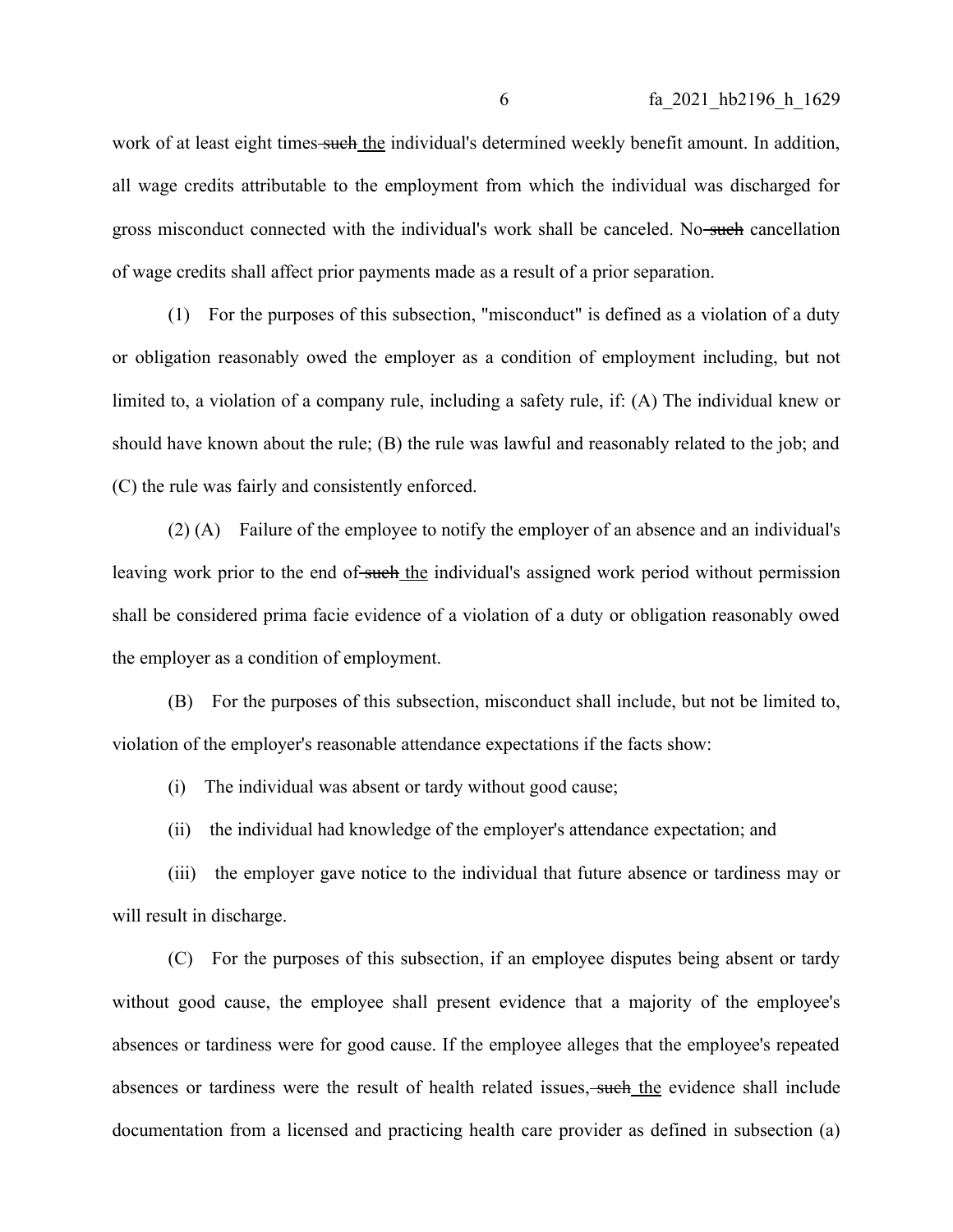work of at least eight times ~~such~~ the individual's determined weekly benefit amount. In addition, all wage credits attributable to the employment from which the individual was discharged for gross misconduct connected with the individual's work shall be canceled. No ~~such~~ cancellation of wage credits shall affect prior payments made as a result of a prior separation.

(1) For the purposes of this subsection, "misconduct" is defined as a violation of a duty or obligation reasonably owed the employer as a condition of employment including, but not limited to, a violation of a company rule, including a safety rule, if: (A) The individual knew or should have known about the rule; (B) the rule was lawful and reasonably related to the job; and (C) the rule was fairly and consistently enforced.

(2) (A) Failure of the employee to notify the employer of an absence and an individual's leaving work prior to the end of ~~such~~ the individual's assigned work period without permission shall be considered prima facie evidence of a violation of a duty or obligation reasonably owed the employer as a condition of employment.

(B) For the purposes of this subsection, misconduct shall include, but not be limited to, violation of the employer's reasonable attendance expectations if the facts show:

(i) The individual was absent or tardy without good cause;

(ii) the individual had knowledge of the employer's attendance expectation; and

(iii) the employer gave notice to the individual that future absence or tardiness may or will result in discharge.

(C) For the purposes of this subsection, if an employee disputes being absent or tardy without good cause, the employee shall present evidence that a majority of the employee's absences or tardiness were for good cause. If the employee alleges that the employee's repeated absences or tardiness were the result of health related issues, ~~such~~ the evidence shall include documentation from a licensed and practicing health care provider as defined in subsection (a)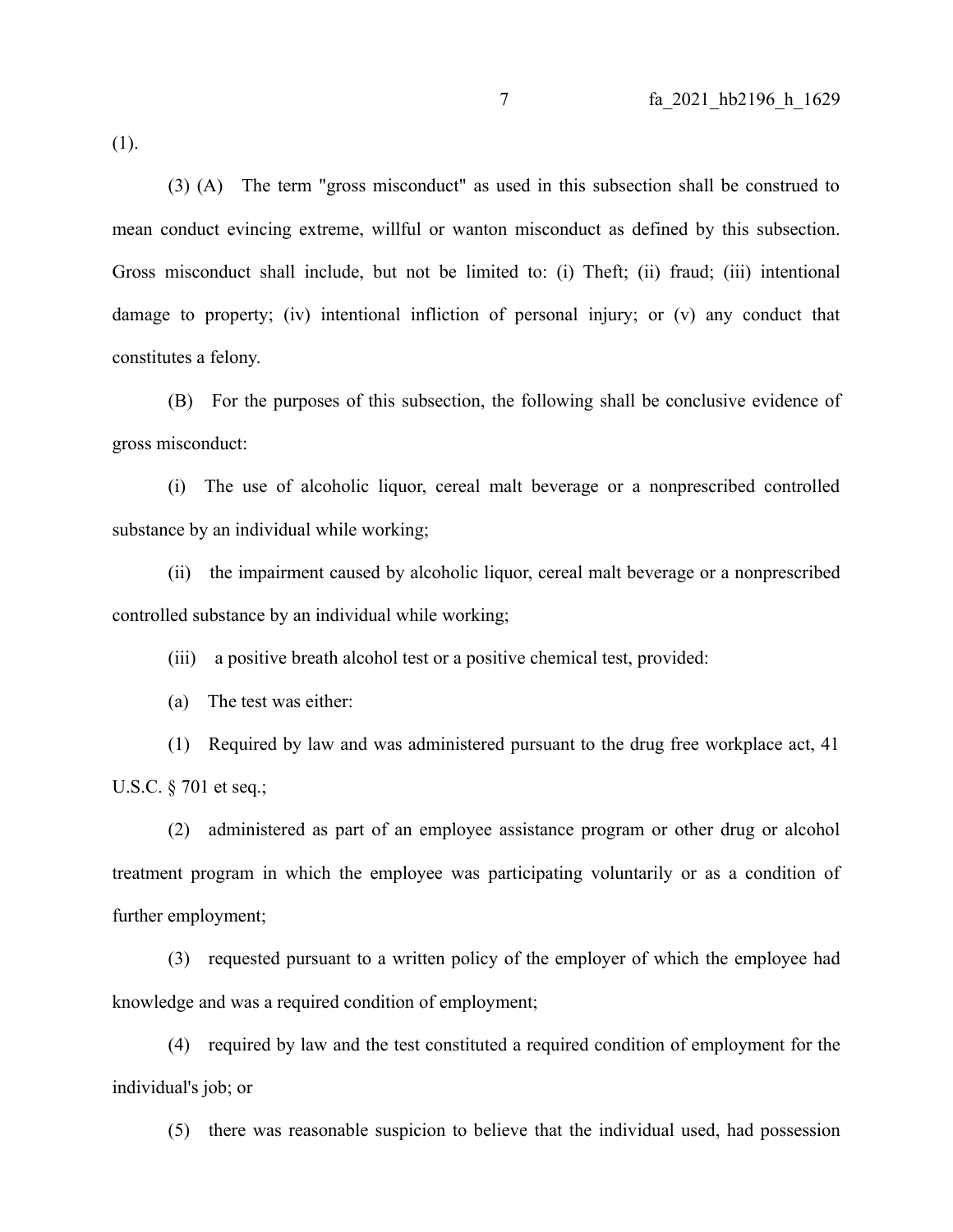(1).

(3) (A) The term "gross misconduct" as used in this subsection shall be construed to mean conduct evincing extreme, willful or wanton misconduct as defined by this subsection. Gross misconduct shall include, but not be limited to: (i) Theft; (ii) fraud; (iii) intentional damage to property; (iv) intentional infliction of personal injury; or (v) any conduct that constitutes a felony.

(B) For the purposes of this subsection, the following shall be conclusive evidence of gross misconduct:

(i) The use of alcoholic liquor, cereal malt beverage or a nonprescribed controlled substance by an individual while working;

(ii) the impairment caused by alcoholic liquor, cereal malt beverage or a nonprescribed controlled substance by an individual while working;

(iii) a positive breath alcohol test or a positive chemical test, provided:

(a) The test was either:

(1) Required by law and was administered pursuant to the drug free workplace act, 41 U.S.C. § 701 et seq.;

(2) administered as part of an employee assistance program or other drug or alcohol treatment program in which the employee was participating voluntarily or as a condition of further employment;

(3) requested pursuant to a written policy of the employer of which the employee had knowledge and was a required condition of employment;

(4) required by law and the test constituted a required condition of employment for the individual's job; or

(5) there was reasonable suspicion to believe that the individual used, had possession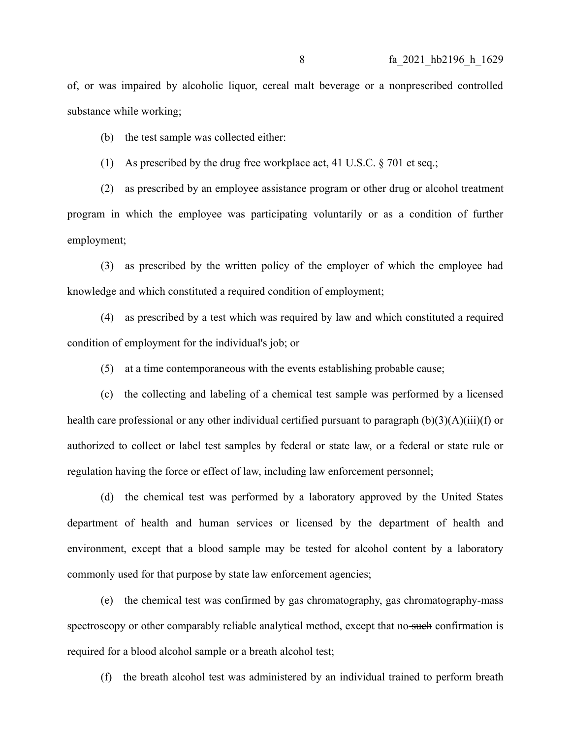of, or was impaired by alcoholic liquor, cereal malt beverage or a nonprescribed controlled substance while working;

(b) the test sample was collected either:

(1) As prescribed by the drug free workplace act, 41 U.S.C. § 701 et seq.;

(2) as prescribed by an employee assistance program or other drug or alcohol treatment program in which the employee was participating voluntarily or as a condition of further employment;

(3) as prescribed by the written policy of the employer of which the employee had knowledge and which constituted a required condition of employment;

(4) as prescribed by a test which was required by law and which constituted a required condition of employment for the individual's job; or

(5) at a time contemporaneous with the events establishing probable cause;

(c) the collecting and labeling of a chemical test sample was performed by a licensed health care professional or any other individual certified pursuant to paragraph (b)(3)(A)(iii)(f) or authorized to collect or label test samples by federal or state law, or a federal or state rule or regulation having the force or effect of law, including law enforcement personnel;

(d) the chemical test was performed by a laboratory approved by the United States department of health and human services or licensed by the department of health and environment, except that a blood sample may be tested for alcohol content by a laboratory commonly used for that purpose by state law enforcement agencies;

(e) the chemical test was confirmed by gas chromatography, gas chromatography-mass spectroscopy or other comparably reliable analytical method, except that no ~~such~~ confirmation is required for a blood alcohol sample or a breath alcohol test;

(f) the breath alcohol test was administered by an individual trained to perform breath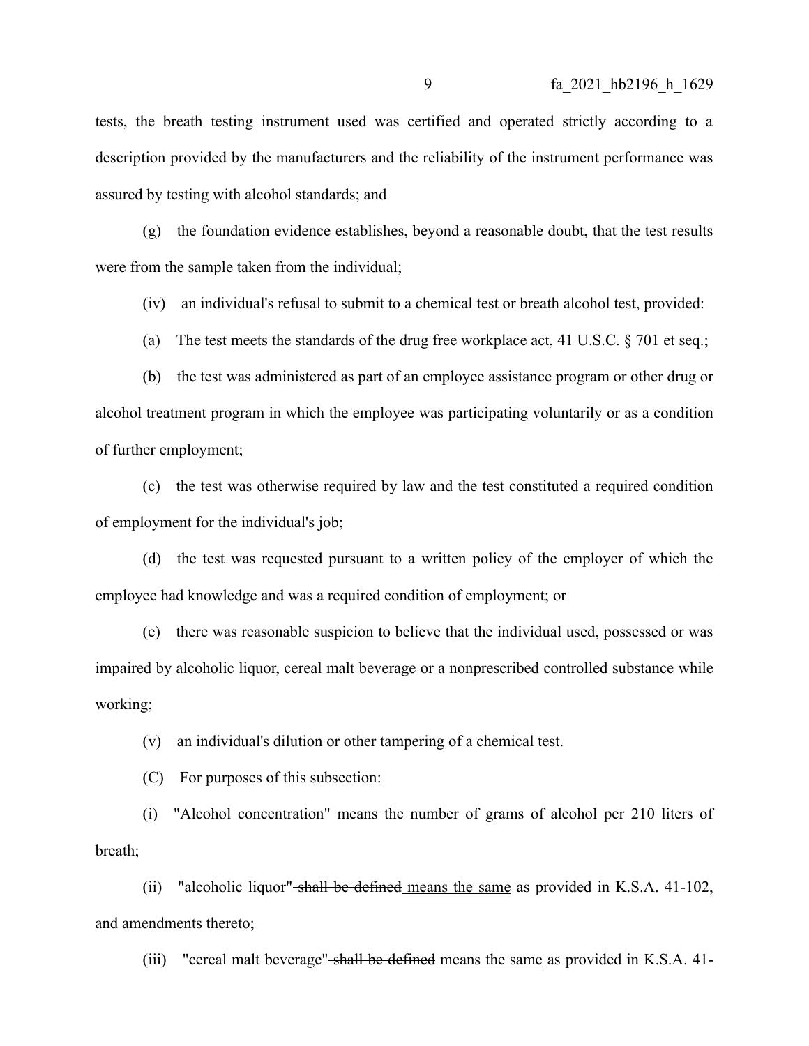tests, the breath testing instrument used was certified and operated strictly according to a description provided by the manufacturers and the reliability of the instrument performance was assured by testing with alcohol standards; and

(g) the foundation evidence establishes, beyond a reasonable doubt, that the test results were from the sample taken from the individual;

(iv) an individual's refusal to submit to a chemical test or breath alcohol test, provided:

(a) The test meets the standards of the drug free workplace act, 41 U.S.C. § 701 et seq.;

(b) the test was administered as part of an employee assistance program or other drug or alcohol treatment program in which the employee was participating voluntarily or as a condition of further employment;

(c) the test was otherwise required by law and the test constituted a required condition of employment for the individual's job;

(d) the test was requested pursuant to a written policy of the employer of which the employee had knowledge and was a required condition of employment; or

(e) there was reasonable suspicion to believe that the individual used, possessed or was impaired by alcoholic liquor, cereal malt beverage or a nonprescribed controlled substance while working;

(v) an individual's dilution or other tampering of a chemical test.

(C) For purposes of this subsection:

(i) "Alcohol concentration" means the number of grams of alcohol per 210 liters of breath;

(ii) "alcoholic liquor" ~~shall be defined~~ <u>means the same</u> as provided in K.S.A. 41-102, and amendments thereto;

(iii) "cereal malt beverage" ~~shall be defined~~ <u>means the same</u> as provided in K.S.A. 41-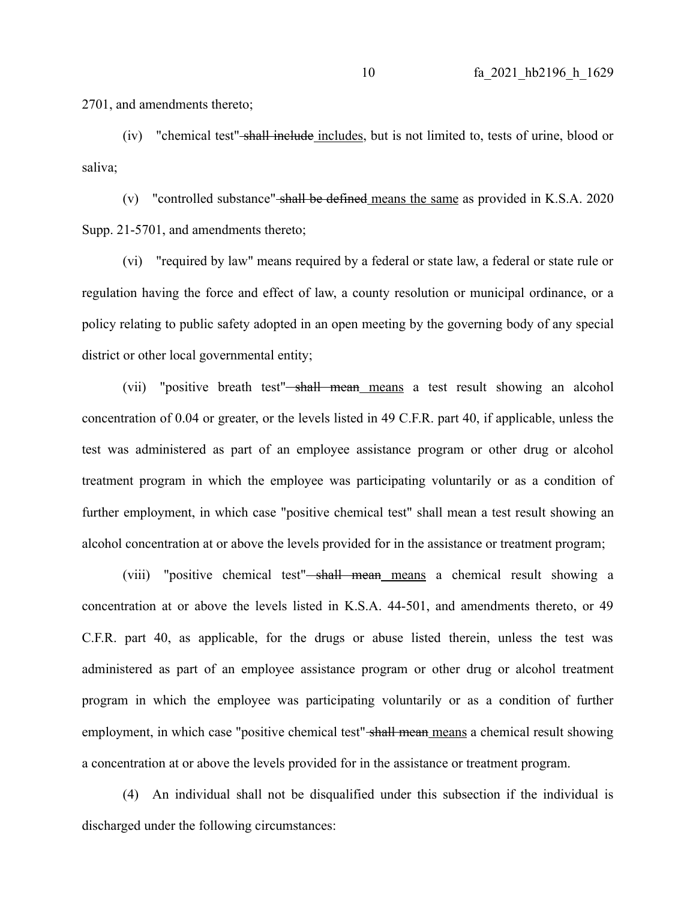2701, and amendments thereto;

(iv) "chemical test" ~~shall include~~ includes, but is not limited to, tests of urine, blood or saliva;

(v) "controlled substance" ~~shall be defined~~ means the same as provided in K.S.A. 2020 Supp. 21-5701, and amendments thereto;

(vi) "required by law" means required by a federal or state law, a federal or state rule or regulation having the force and effect of law, a county resolution or municipal ordinance, or a policy relating to public safety adopted in an open meeting by the governing body of any special district or other local governmental entity;

(vii) "positive breath test" ~~shall mean~~ means a test result showing an alcohol concentration of 0.04 or greater, or the levels listed in 49 C.F.R. part 40, if applicable, unless the test was administered as part of an employee assistance program or other drug or alcohol treatment program in which the employee was participating voluntarily or as a condition of further employment, in which case "positive chemical test" shall mean a test result showing an alcohol concentration at or above the levels provided for in the assistance or treatment program;

(viii) "positive chemical test" ~~shall mean~~ means a chemical result showing a concentration at or above the levels listed in K.S.A. 44-501, and amendments thereto, or 49 C.F.R. part 40, as applicable, for the drugs or abuse listed therein, unless the test was administered as part of an employee assistance program or other drug or alcohol treatment program in which the employee was participating voluntarily or as a condition of further employment, in which case "positive chemical test" ~~shall mean~~ means a chemical result showing a concentration at or above the levels provided for in the assistance or treatment program.

(4) An individual shall not be disqualified under this subsection if the individual is discharged under the following circumstances: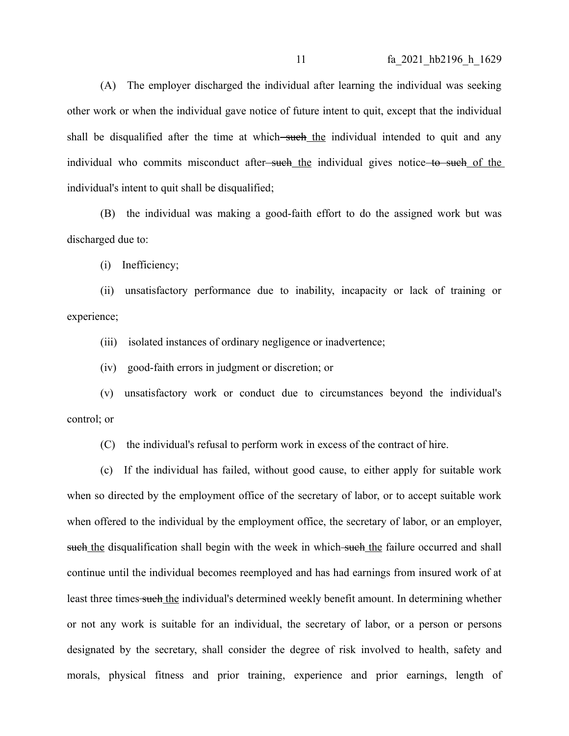(A) The employer discharged the individual after learning the individual was seeking other work or when the individual gave notice of future intent to quit, except that the individual shall be disqualified after the time at which ~~such~~ <u>the</u> individual intended to quit and any individual who commits misconduct after ~~such~~ <u>the</u> individual gives notice ~~to such~~ <u>of the</u> individual's intent to quit shall be disqualified;

(B) the individual was making a good-faith effort to do the assigned work but was discharged due to:

(i) Inefficiency;

(ii) unsatisfactory performance due to inability, incapacity or lack of training or experience;

(iii) isolated instances of ordinary negligence or inadvertence;

(iv) good-faith errors in judgment or discretion; or

(v) unsatisfactory work or conduct due to circumstances beyond the individual's control; or

(C) the individual's refusal to perform work in excess of the contract of hire.

(c) If the individual has failed, without good cause, to either apply for suitable work when so directed by the employment office of the secretary of labor, or to accept suitable work when offered to the individual by the employment office, the secretary of labor, or an employer, ~~such~~ <u>the</u> disqualification shall begin with the week in which ~~such~~ <u>the</u> failure occurred and shall continue until the individual becomes reemployed and has had earnings from insured work of at least three times ~~such~~ <u>the</u> individual's determined weekly benefit amount. In determining whether or not any work is suitable for an individual, the secretary of labor, or a person or persons designated by the secretary, shall consider the degree of risk involved to health, safety and morals, physical fitness and prior training, experience and prior earnings, length of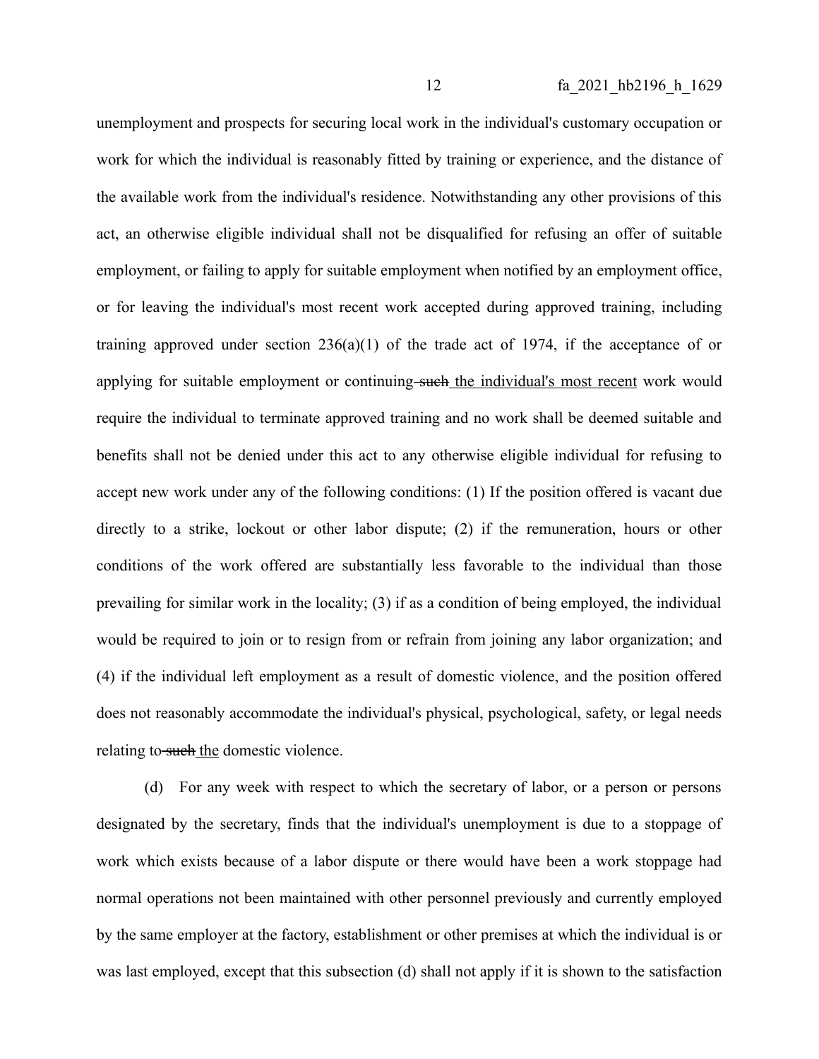unemployment and prospects for securing local work in the individual's customary occupation or work for which the individual is reasonably fitted by training or experience, and the distance of the available work from the individual's residence. Notwithstanding any other provisions of this act, an otherwise eligible individual shall not be disqualified for refusing an offer of suitable employment, or failing to apply for suitable employment when notified by an employment office, or for leaving the individual's most recent work accepted during approved training, including training approved under section 236(a)(1) of the trade act of 1974, if the acceptance of or applying for suitable employment or continuing ~~such~~ <u>the individual's most recent</u> work would require the individual to terminate approved training and no work shall be deemed suitable and benefits shall not be denied under this act to any otherwise eligible individual for refusing to accept new work under any of the following conditions: (1) If the position offered is vacant due directly to a strike, lockout or other labor dispute; (2) if the remuneration, hours or other conditions of the work offered are substantially less favorable to the individual than those prevailing for similar work in the locality; (3) if as a condition of being employed, the individual would be required to join or to resign from or refrain from joining any labor organization; and (4) if the individual left employment as a result of domestic violence, and the position offered does not reasonably accommodate the individual's physical, psychological, safety, or legal needs relating to ~~such~~ <u>the</u> domestic violence.

(d) For any week with respect to which the secretary of labor, or a person or persons designated by the secretary, finds that the individual's unemployment is due to a stoppage of work which exists because of a labor dispute or there would have been a work stoppage had normal operations not been maintained with other personnel previously and currently employed by the same employer at the factory, establishment or other premises at which the individual is or was last employed, except that this subsection (d) shall not apply if it is shown to the satisfaction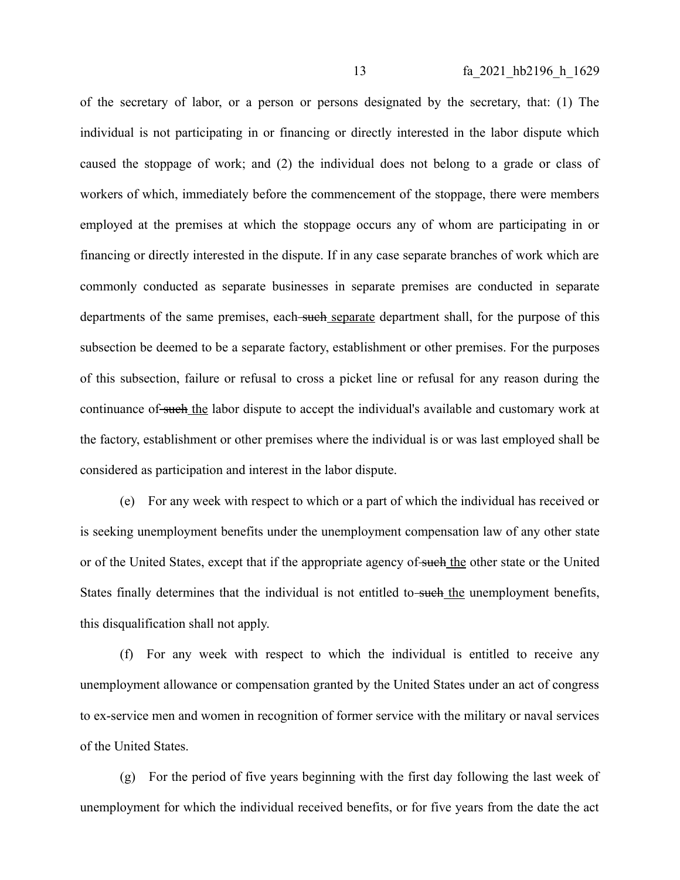of the secretary of labor, or a person or persons designated by the secretary, that: (1) The individual is not participating in or financing or directly interested in the labor dispute which caused the stoppage of work; and (2) the individual does not belong to a grade or class of workers of which, immediately before the commencement of the stoppage, there were members employed at the premises at which the stoppage occurs any of whom are participating in or financing or directly interested in the dispute. If in any case separate branches of work which are commonly conducted as separate businesses in separate premises are conducted in separate departments of the same premises, each ~~such~~ separate department shall, for the purpose of this subsection be deemed to be a separate factory, establishment or other premises. For the purposes of this subsection, failure or refusal to cross a picket line or refusal for any reason during the continuance of ~~such~~ the labor dispute to accept the individual's available and customary work at the factory, establishment or other premises where the individual is or was last employed shall be considered as participation and interest in the labor dispute.

(e) For any week with respect to which or a part of which the individual has received or is seeking unemployment benefits under the unemployment compensation law of any other state or of the United States, except that if the appropriate agency of ~~such~~ the other state or the United States finally determines that the individual is not entitled to ~~such~~ the unemployment benefits, this disqualification shall not apply.

(f) For any week with respect to which the individual is entitled to receive any unemployment allowance or compensation granted by the United States under an act of congress to ex-service men and women in recognition of former service with the military or naval services of the United States.

(g) For the period of five years beginning with the first day following the last week of unemployment for which the individual received benefits, or for five years from the date the act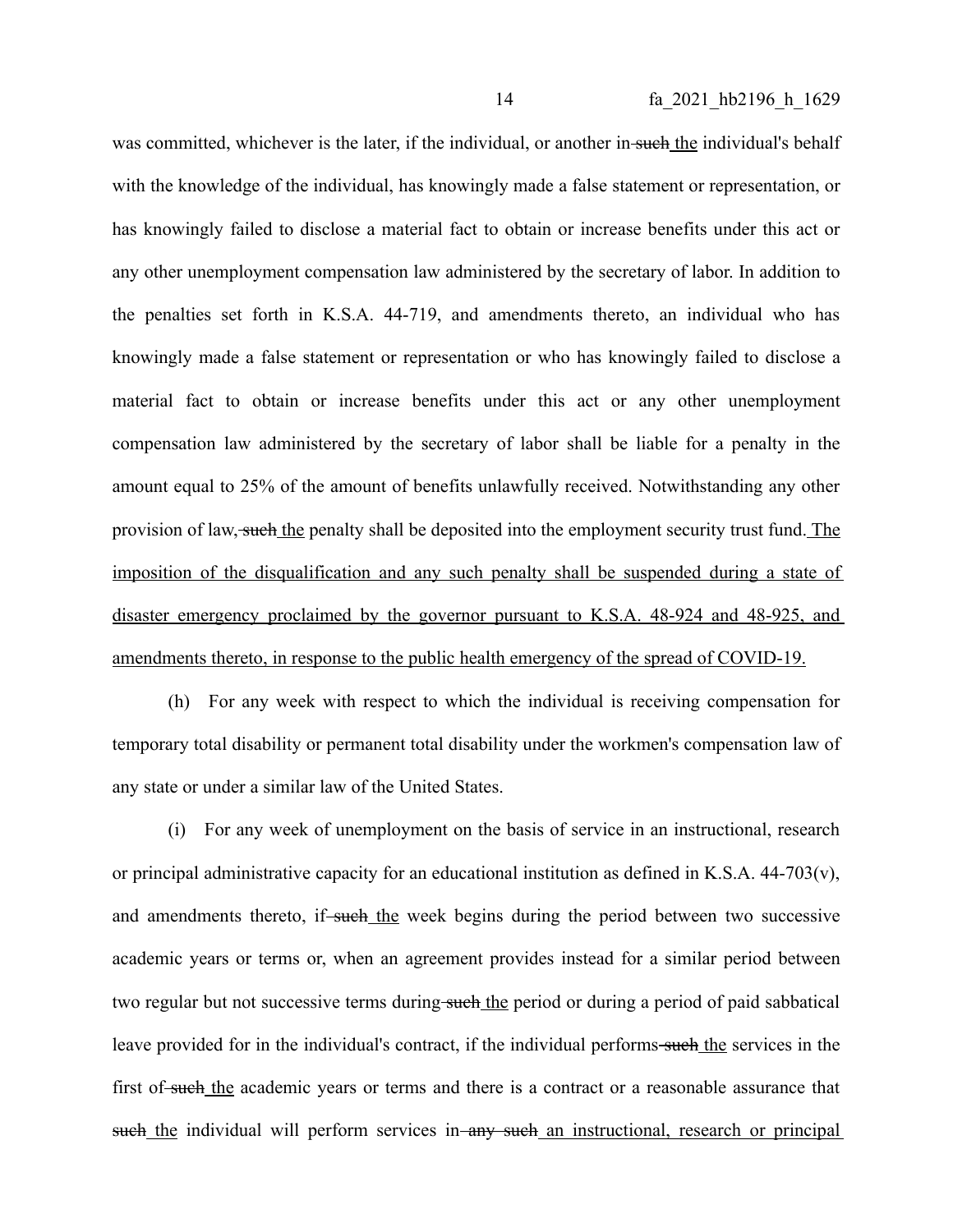was committed, whichever is the later, if the individual, or another in ~~such~~ the individual's behalf with the knowledge of the individual, has knowingly made a false statement or representation, or has knowingly failed to disclose a material fact to obtain or increase benefits under this act or any other unemployment compensation law administered by the secretary of labor. In addition to the penalties set forth in K.S.A. 44-719, and amendments thereto, an individual who has knowingly made a false statement or representation or who has knowingly failed to disclose a material fact to obtain or increase benefits under this act or any other unemployment compensation law administered by the secretary of labor shall be liable for a penalty in the amount equal to 25% of the amount of benefits unlawfully received. Notwithstanding any other provision of law, ~~such~~ the penalty shall be deposited into the employment security trust fund. The imposition of the disqualification and any such penalty shall be suspended during a state of disaster emergency proclaimed by the governor pursuant to K.S.A. 48-924 and 48-925, and amendments thereto, in response to the public health emergency of the spread of COVID-19.

(h) For any week with respect to which the individual is receiving compensation for temporary total disability or permanent total disability under the workmen's compensation law of any state or under a similar law of the United States.

(i) For any week of unemployment on the basis of service in an instructional, research or principal administrative capacity for an educational institution as defined in K.S.A. 44-703(v), and amendments thereto, if ~~such~~ the week begins during the period between two successive academic years or terms or, when an agreement provides instead for a similar period between two regular but not successive terms during ~~such~~ the period or during a period of paid sabbatical leave provided for in the individual's contract, if the individual performs ~~such~~ the services in the first of ~~such~~ the academic years or terms and there is a contract or a reasonable assurance that ~~such~~ the individual will perform services in ~~any such~~ an instructional, research or principal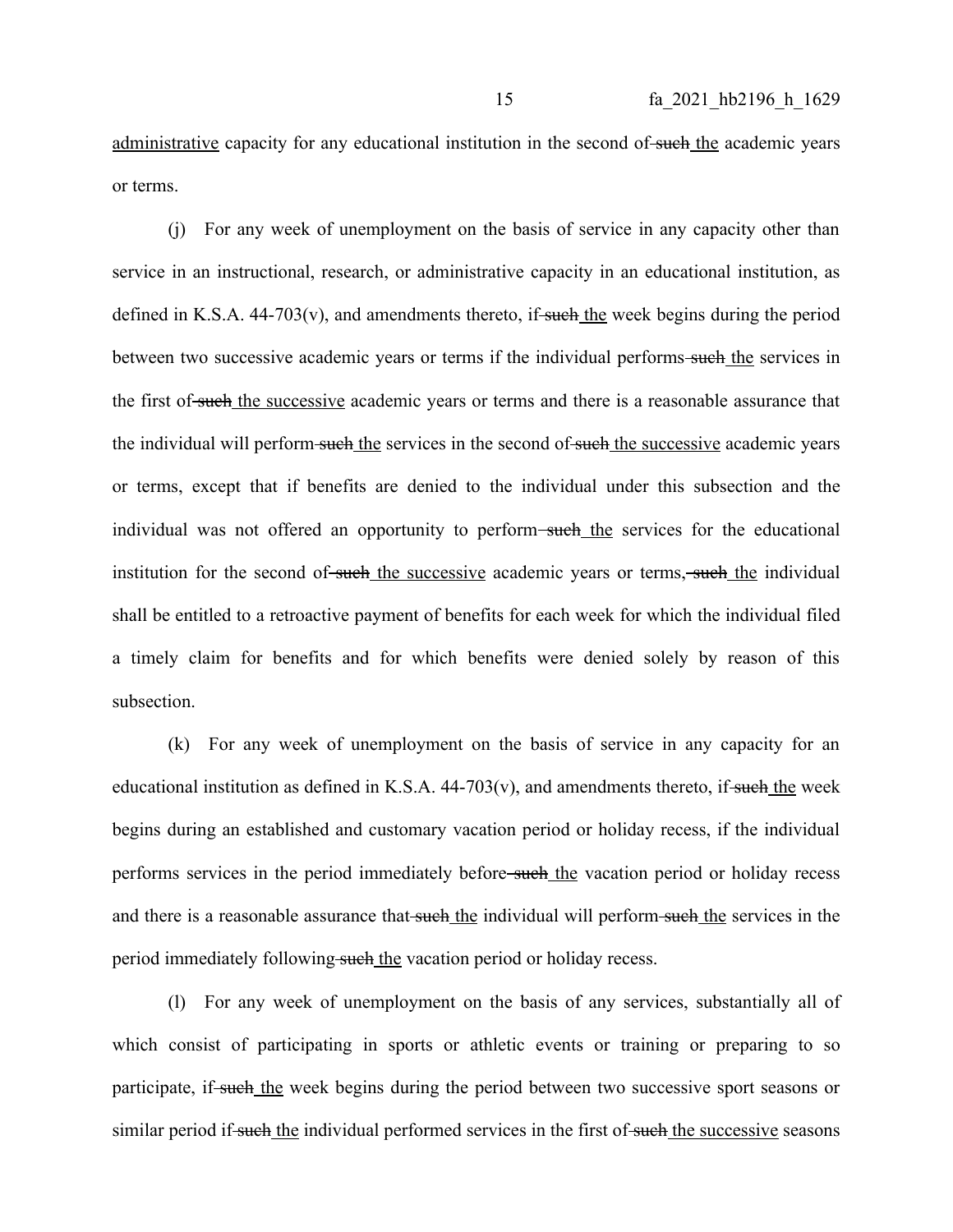administrative capacity for any educational institution in the second of such the academic years or terms.

(j) For any week of unemployment on the basis of service in any capacity other than service in an instructional, research, or administrative capacity in an educational institution, as defined in K.S.A. 44-703(v), and amendments thereto, if such the week begins during the period between two successive academic years or terms if the individual performs such the services in the first of such the successive academic years or terms and there is a reasonable assurance that the individual will perform such the services in the second of such the successive academic years or terms, except that if benefits are denied to the individual under this subsection and the individual was not offered an opportunity to perform such the services for the educational institution for the second of such the successive academic years or terms, such the individual shall be entitled to a retroactive payment of benefits for each week for which the individual filed a timely claim for benefits and for which benefits were denied solely by reason of this subsection.

(k) For any week of unemployment on the basis of service in any capacity for an educational institution as defined in K.S.A. 44-703(v), and amendments thereto, if such the week begins during an established and customary vacation period or holiday recess, if the individual performs services in the period immediately before such the vacation period or holiday recess and there is a reasonable assurance that such the individual will perform such the services in the period immediately following such the vacation period or holiday recess.

(l) For any week of unemployment on the basis of any services, substantially all of which consist of participating in sports or athletic events or training or preparing to so participate, if such the week begins during the period between two successive sport seasons or similar period if such the individual performed services in the first of such the successive seasons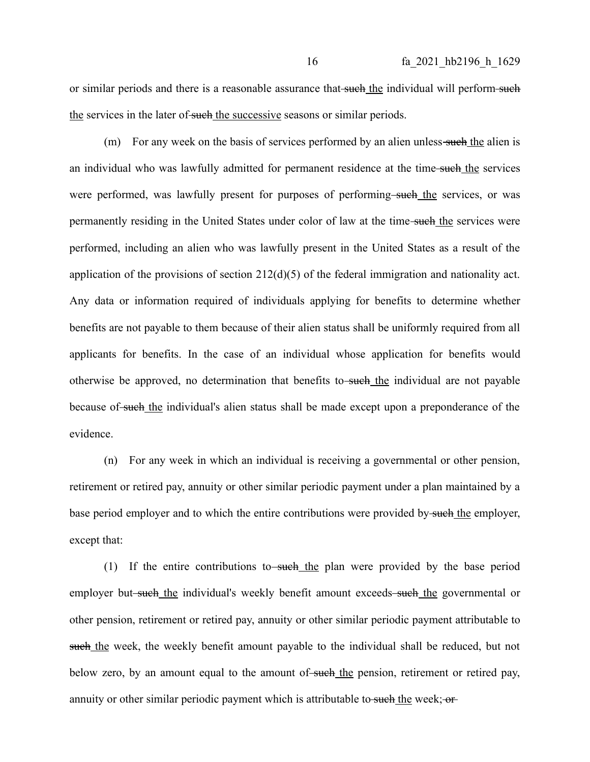or similar periods and there is a reasonable assurance that ~~such~~ the individual will perform ~~such~~ the services in the later of ~~such~~ the successive seasons or similar periods.

(m) For any week on the basis of services performed by an alien unless ~~such~~ the alien is an individual who was lawfully admitted for permanent residence at the time ~~such~~ the services were performed, was lawfully present for purposes of performing ~~such~~ the services, or was permanently residing in the United States under color of law at the time ~~such~~ the services were performed, including an alien who was lawfully present in the United States as a result of the application of the provisions of section 212(d)(5) of the federal immigration and nationality act. Any data or information required of individuals applying for benefits to determine whether benefits are not payable to them because of their alien status shall be uniformly required from all applicants for benefits. In the case of an individual whose application for benefits would otherwise be approved, no determination that benefits to ~~such~~ the individual are not payable because of ~~such~~ the individual's alien status shall be made except upon a preponderance of the evidence.

(n) For any week in which an individual is receiving a governmental or other pension, retirement or retired pay, annuity or other similar periodic payment under a plan maintained by a base period employer and to which the entire contributions were provided by ~~such~~ the employer, except that:

(1) If the entire contributions to ~~such~~ the plan were provided by the base period employer but ~~such~~ the individual's weekly benefit amount exceeds ~~such~~ the governmental or other pension, retirement or retired pay, annuity or other similar periodic payment attributable to ~~such~~ the week, the weekly benefit amount payable to the individual shall be reduced, but not below zero, by an amount equal to the amount of ~~such~~ the pension, retirement or retired pay, annuity or other similar periodic payment which is attributable to ~~such~~ the week; ~~or~~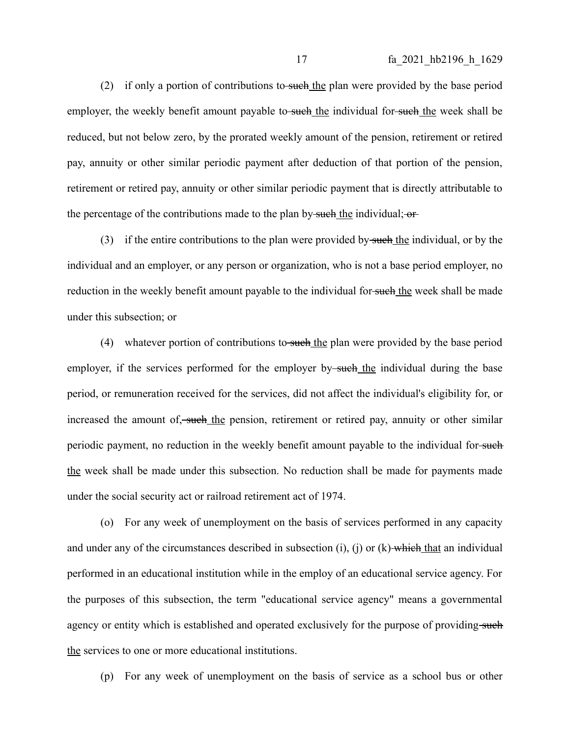(2) if only a portion of contributions to ~~such~~ the plan were provided by the base period employer, the weekly benefit amount payable to ~~such~~ the individual for ~~such~~ the week shall be reduced, but not below zero, by the prorated weekly amount of the pension, retirement or retired pay, annuity or other similar periodic payment after deduction of that portion of the pension, retirement or retired pay, annuity or other similar periodic payment that is directly attributable to the percentage of the contributions made to the plan by ~~such~~ the individual; ~~or~~

(3) if the entire contributions to the plan were provided by ~~such~~ the individual, or by the individual and an employer, or any person or organization, who is not a base period employer, no reduction in the weekly benefit amount payable to the individual for ~~such~~ the week shall be made under this subsection; or

(4) whatever portion of contributions to ~~such~~ the plan were provided by the base period employer, if the services performed for the employer by ~~such~~ the individual during the base period, or remuneration received for the services, did not affect the individual's eligibility for, or increased the amount of, ~~such~~ the pension, retirement or retired pay, annuity or other similar periodic payment, no reduction in the weekly benefit amount payable to the individual for ~~such~~ the week shall be made under this subsection. No reduction shall be made for payments made under the social security act or railroad retirement act of 1974.

(o) For any week of unemployment on the basis of services performed in any capacity and under any of the circumstances described in subsection (i), (j) or (k) ~~which~~ that an individual performed in an educational institution while in the employ of an educational service agency. For the purposes of this subsection, the term "educational service agency" means a governmental agency or entity which is established and operated exclusively for the purpose of providing ~~such~~ the services to one or more educational institutions.

(p) For any week of unemployment on the basis of service as a school bus or other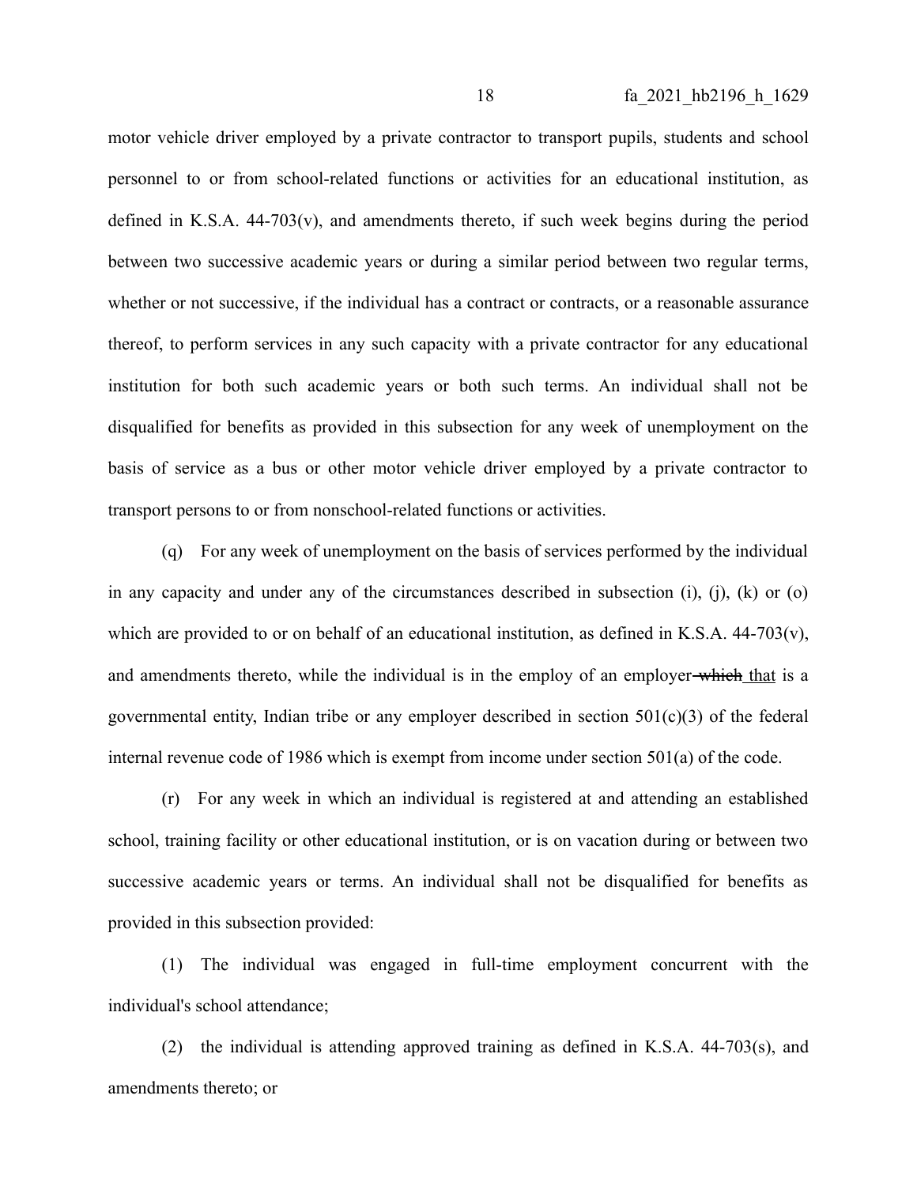motor vehicle driver employed by a private contractor to transport pupils, students and school personnel to or from school-related functions or activities for an educational institution, as defined in K.S.A. 44-703(v), and amendments thereto, if such week begins during the period between two successive academic years or during a similar period between two regular terms, whether or not successive, if the individual has a contract or contracts, or a reasonable assurance thereof, to perform services in any such capacity with a private contractor for any educational institution for both such academic years or both such terms. An individual shall not be disqualified for benefits as provided in this subsection for any week of unemployment on the basis of service as a bus or other motor vehicle driver employed by a private contractor to transport persons to or from nonschool-related functions or activities.

(q) For any week of unemployment on the basis of services performed by the individual in any capacity and under any of the circumstances described in subsection (i), (j), (k) or (o) which are provided to or on behalf of an educational institution, as defined in K.S.A. 44-703(v), and amendments thereto, while the individual is in the employ of an employer ~~which~~ that is a governmental entity, Indian tribe or any employer described in section 501(c)(3) of the federal internal revenue code of 1986 which is exempt from income under section 501(a) of the code.

(r) For any week in which an individual is registered at and attending an established school, training facility or other educational institution, or is on vacation during or between two successive academic years or terms. An individual shall not be disqualified for benefits as provided in this subsection provided:

(1) The individual was engaged in full-time employment concurrent with the individual's school attendance;

(2) the individual is attending approved training as defined in K.S.A. 44-703(s), and amendments thereto; or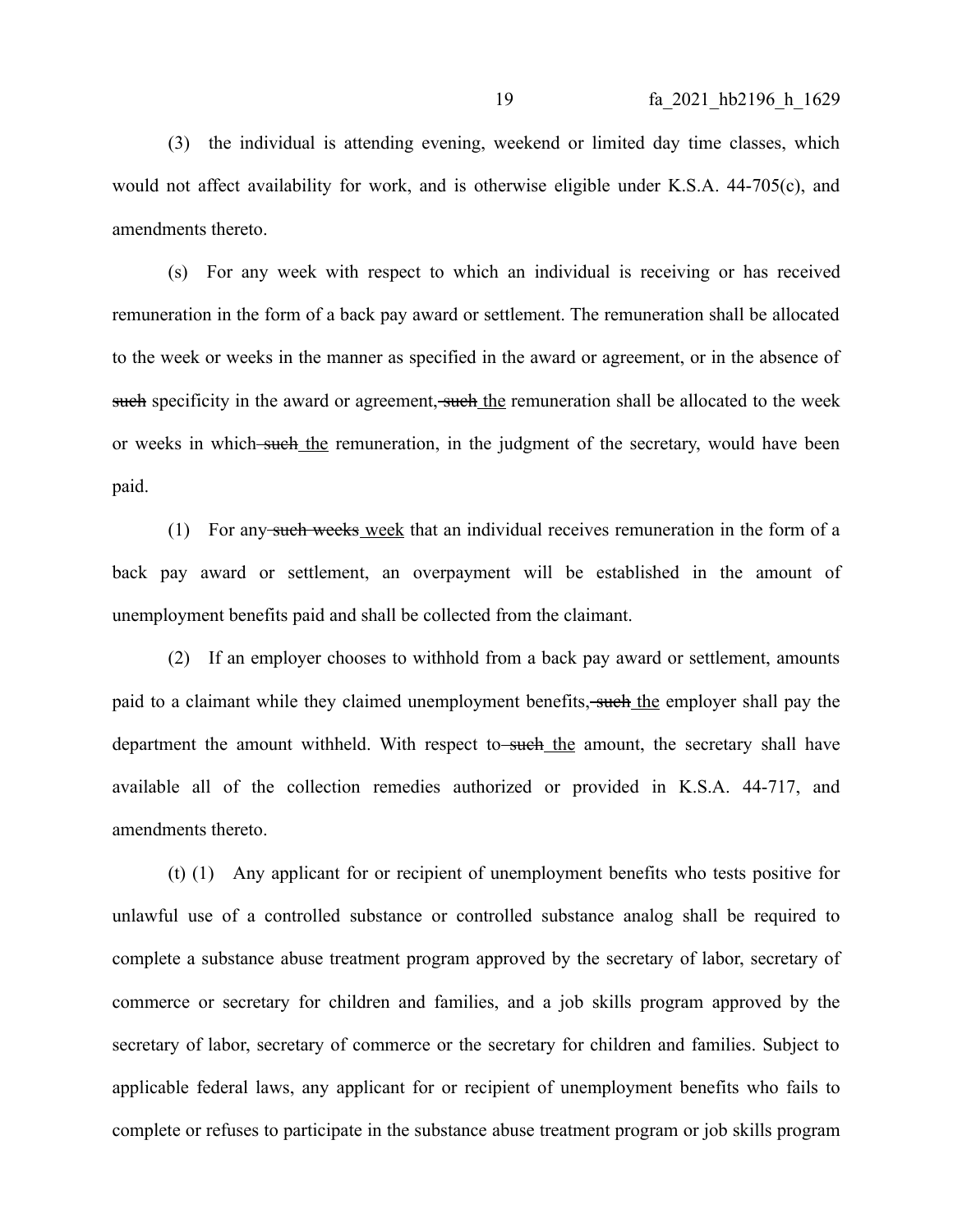(3) the individual is attending evening, weekend or limited day time classes, which would not affect availability for work, and is otherwise eligible under K.S.A. 44-705(c), and amendments thereto.

(s) For any week with respect to which an individual is receiving or has received remuneration in the form of a back pay award or settlement. The remuneration shall be allocated to the week or weeks in the manner as specified in the award or agreement, or in the absence of ~~such~~ specificity in the award or agreement, ~~such~~ <u>the</u> remuneration shall be allocated to the week or weeks in which ~~such~~ <u>the</u> remuneration, in the judgment of the secretary, would have been paid.

(1) For any ~~such weeks~~ <u>week</u> that an individual receives remuneration in the form of a back pay award or settlement, an overpayment will be established in the amount of unemployment benefits paid and shall be collected from the claimant.

(2) If an employer chooses to withhold from a back pay award or settlement, amounts paid to a claimant while they claimed unemployment benefits, ~~such~~ <u>the</u> employer shall pay the department the amount withheld. With respect to ~~such~~ <u>the</u> amount, the secretary shall have available all of the collection remedies authorized or provided in K.S.A. 44-717, and amendments thereto.

(t) (1) Any applicant for or recipient of unemployment benefits who tests positive for unlawful use of a controlled substance or controlled substance analog shall be required to complete a substance abuse treatment program approved by the secretary of labor, secretary of commerce or secretary for children and families, and a job skills program approved by the secretary of labor, secretary of commerce or the secretary for children and families. Subject to applicable federal laws, any applicant for or recipient of unemployment benefits who fails to complete or refuses to participate in the substance abuse treatment program or job skills program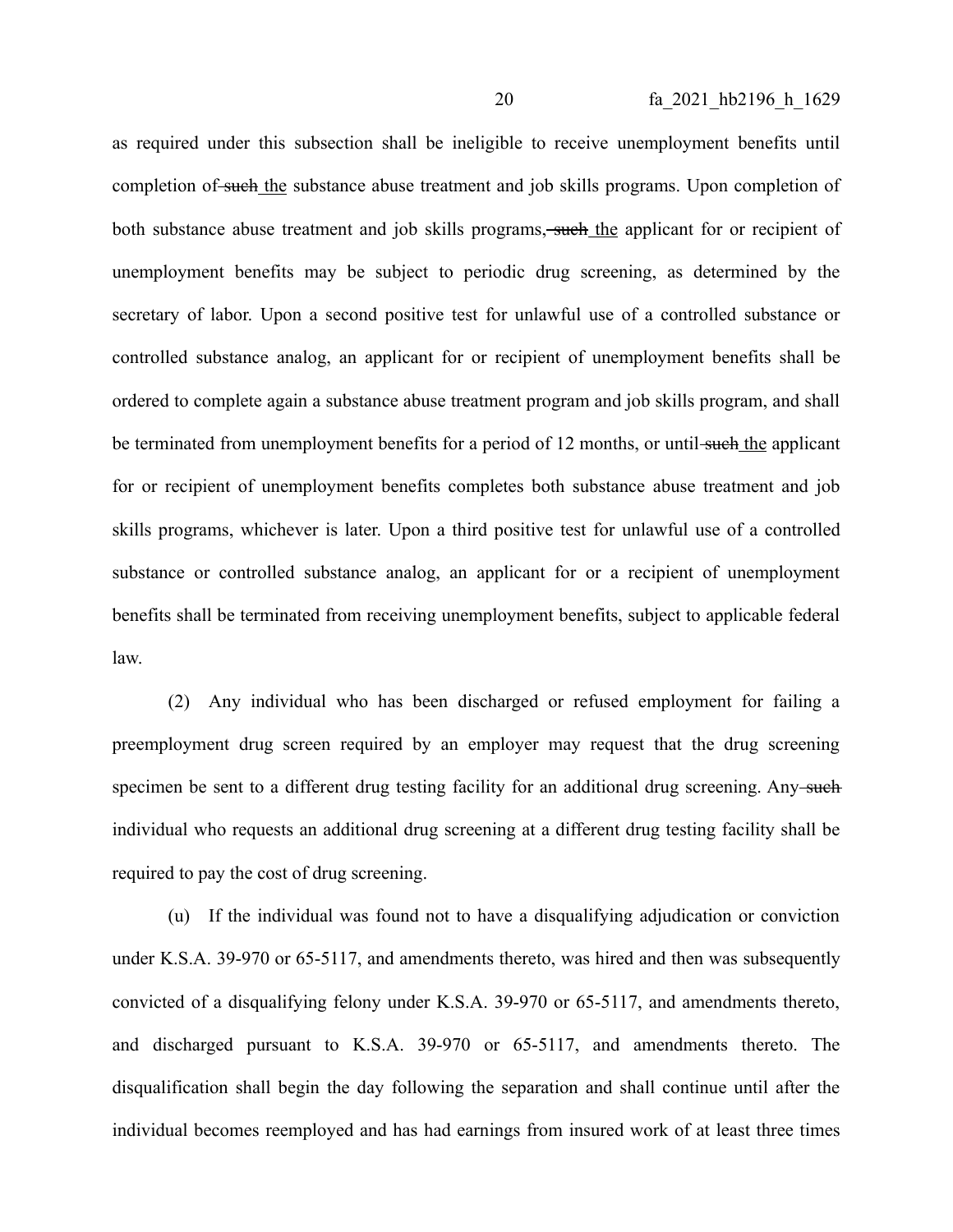as required under this subsection shall be ineligible to receive unemployment benefits until completion of ~~such~~ the substance abuse treatment and job skills programs. Upon completion of both substance abuse treatment and job skills programs, ~~such~~ the applicant for or recipient of unemployment benefits may be subject to periodic drug screening, as determined by the secretary of labor. Upon a second positive test for unlawful use of a controlled substance or controlled substance analog, an applicant for or recipient of unemployment benefits shall be ordered to complete again a substance abuse treatment program and job skills program, and shall be terminated from unemployment benefits for a period of 12 months, or until ~~such~~ the applicant for or recipient of unemployment benefits completes both substance abuse treatment and job skills programs, whichever is later. Upon a third positive test for unlawful use of a controlled substance or controlled substance analog, an applicant for or a recipient of unemployment benefits shall be terminated from receiving unemployment benefits, subject to applicable federal law.

(2) Any individual who has been discharged or refused employment for failing a preemployment drug screen required by an employer may request that the drug screening specimen be sent to a different drug testing facility for an additional drug screening. Any ~~such~~ individual who requests an additional drug screening at a different drug testing facility shall be required to pay the cost of drug screening.

(u) If the individual was found not to have a disqualifying adjudication or conviction under K.S.A. 39-970 or 65-5117, and amendments thereto, was hired and then was subsequently convicted of a disqualifying felony under K.S.A. 39-970 or 65-5117, and amendments thereto, and discharged pursuant to K.S.A. 39-970 or 65-5117, and amendments thereto. The disqualification shall begin the day following the separation and shall continue until after the individual becomes reemployed and has had earnings from insured work of at least three times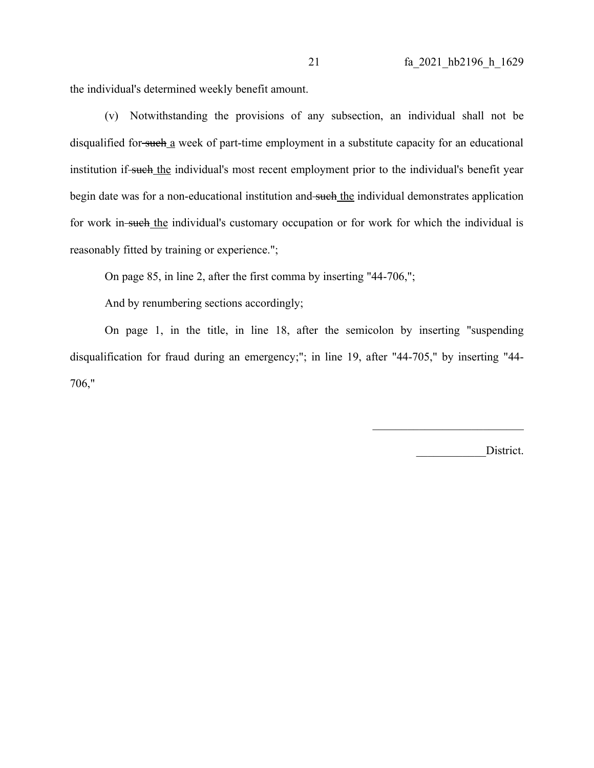the individual's determined weekly benefit amount.

(v) Notwithstanding the provisions of any subsection, an individual shall not be disqualified for ~~such~~ a week of part-time employment in a substitute capacity for an educational institution if ~~such~~ the individual's most recent employment prior to the individual's benefit year begin date was for a non-educational institution and ~~such~~ the individual demonstrates application for work in ~~such~~ the individual's customary occupation or for work for which the individual is reasonably fitted by training or experience.";

On page 85, in line 2, after the first comma by inserting "44-706,";

And by renumbering sections accordingly;

On page 1, in the title, in line 18, after the semicolon by inserting "suspending disqualification for fraud during an emergency;"; in line 19, after "44-705," by inserting "44-706,"

___________________________

____________District.